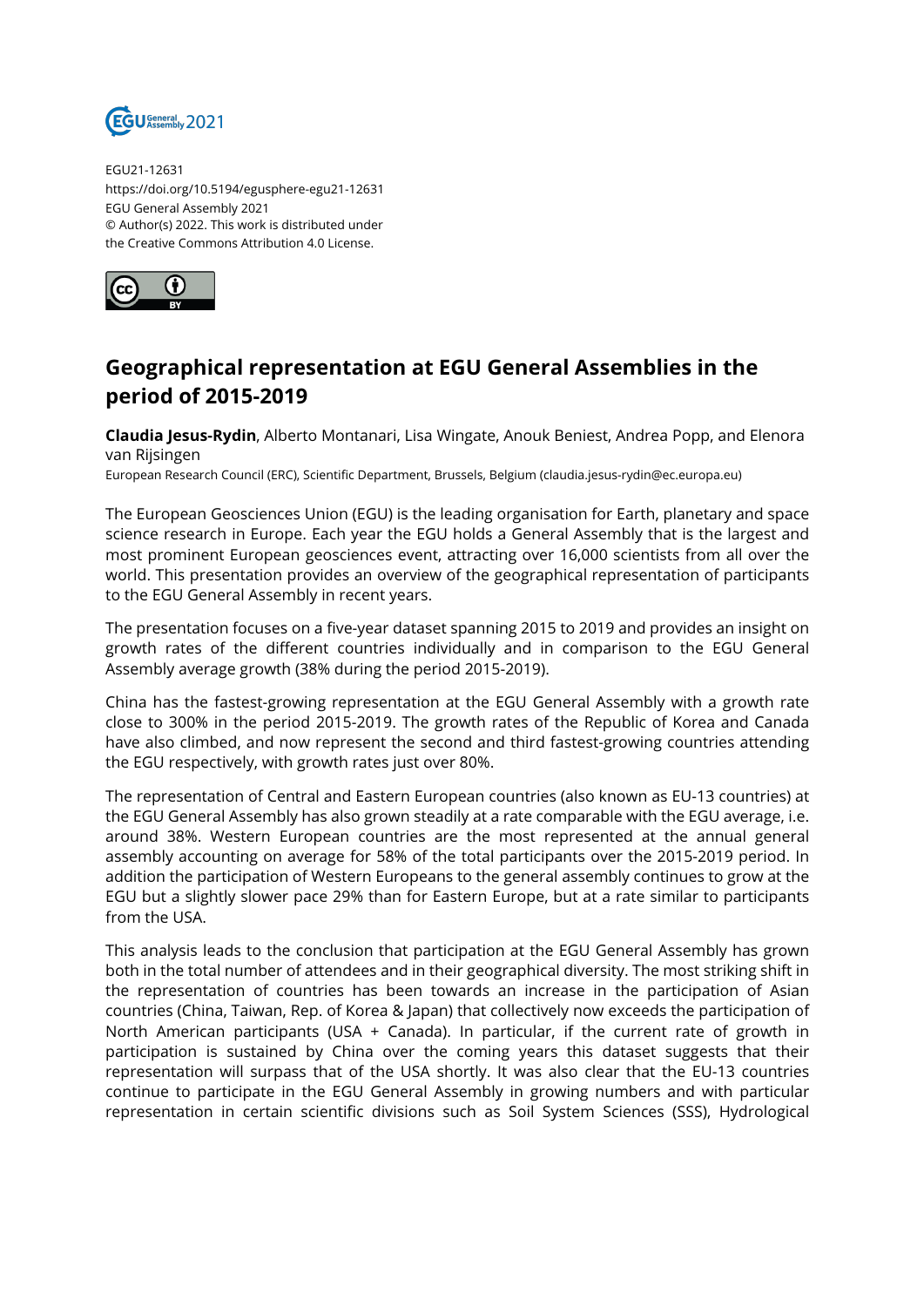EGU21-12631
https://doi.org/10.5194/egusphere-egu21-12631
EGU General Assembly 2021
© Author(s) 2022. This work is distributed under
the Creative Commons Attribution 4.0 License.

# Geographical representation at EGU General Assemblies in the period of 2015-2019

**Claudia Jesus-Rydin**, Alberto Montanari, Lisa Wingate, Anouk Beniest, Andrea Popp, and Elenora van Rijsingen

European Research Council (ERC), Scientific Department, Brussels, Belgium (claudia.jesus-rydin@ec.europa.eu)

The European Geosciences Union (EGU) is the leading organisation for Earth, planetary and space science research in Europe. Each year the EGU holds a General Assembly that is the largest and most prominent European geosciences event, attracting over 16,000 scientists from all over the world. This presentation provides an overview of the geographical representation of participants to the EGU General Assembly in recent years.

The presentation focuses on a five-year dataset spanning 2015 to 2019 and provides an insight on growth rates of the different countries individually and in comparison to the EGU General Assembly average growth (38% during the period 2015-2019).

China has the fastest-growing representation at the EGU General Assembly with a growth rate close to 300% in the period 2015-2019. The growth rates of the Republic of Korea and Canada have also climbed, and now represent the second and third fastest-growing countries attending the EGU respectively, with growth rates just over 80%.

The representation of Central and Eastern European countries (also known as EU-13 countries) at the EGU General Assembly has also grown steadily at a rate comparable with the EGU average, i.e. around 38%. Western European countries are the most represented at the annual general assembly accounting on average for 58% of the total participants over the 2015-2019 period. In addition the participation of Western Europeans to the general assembly continues to grow at the EGU but a slightly slower pace 29% than for Eastern Europe, but at a rate similar to participants from the USA.

This analysis leads to the conclusion that participation at the EGU General Assembly has grown both in the total number of attendees and in their geographical diversity. The most striking shift in the representation of countries has been towards an increase in the participation of Asian countries (China, Taiwan, Rep. of Korea & Japan) that collectively now exceeds the participation of North American participants (USA + Canada). In particular, if the current rate of growth in participation is sustained by China over the coming years this dataset suggests that their representation will surpass that of the USA shortly. It was also clear that the EU-13 countries continue to participate in the EGU General Assembly in growing numbers and with particular representation in certain scientific divisions such as Soil System Sciences (SSS), Hydrological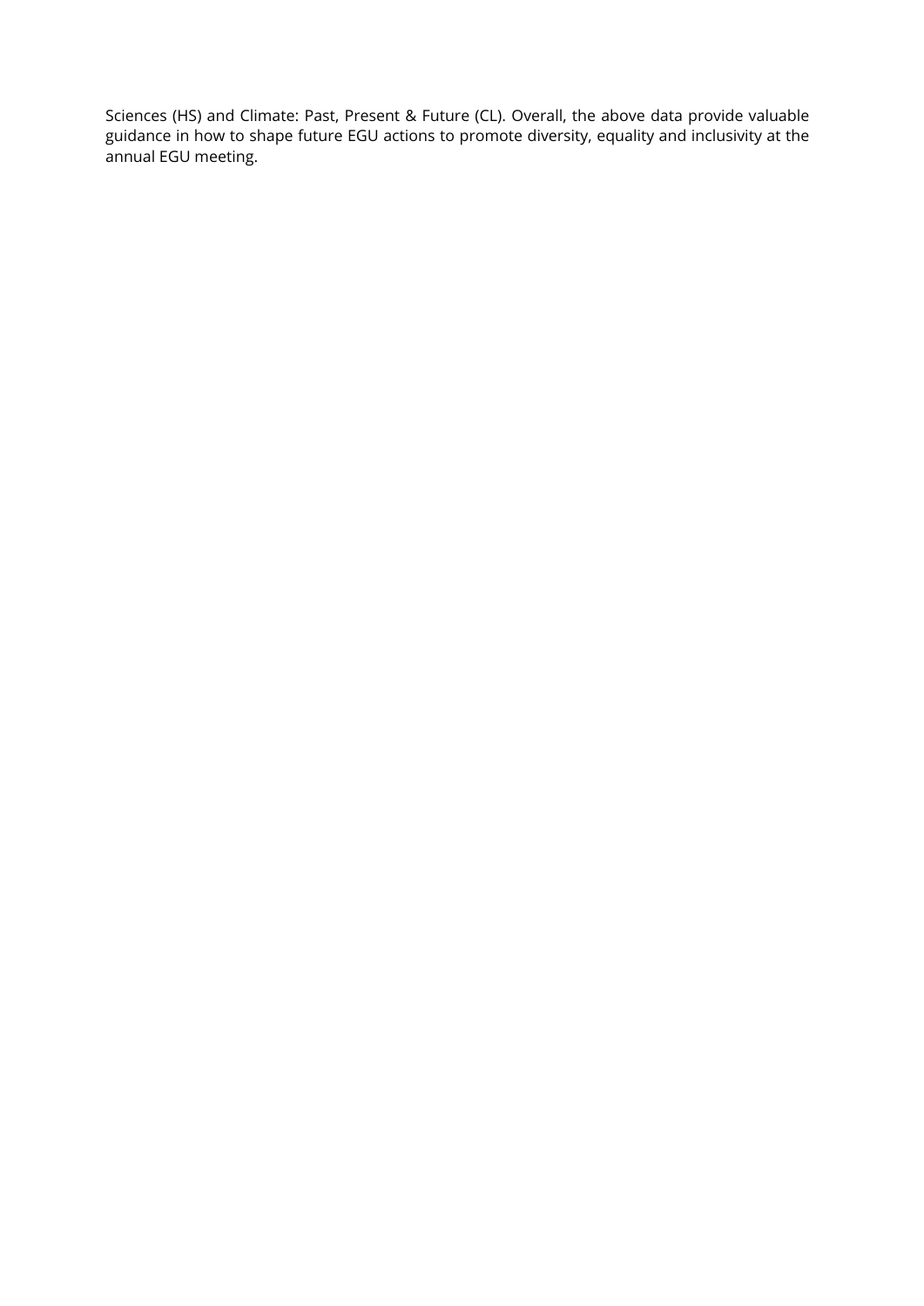Sciences (HS) and Climate: Past, Present & Future (CL). Overall, the above data provide valuable guidance in how to shape future EGU actions to promote diversity, equality and inclusivity at the annual EGU meeting.